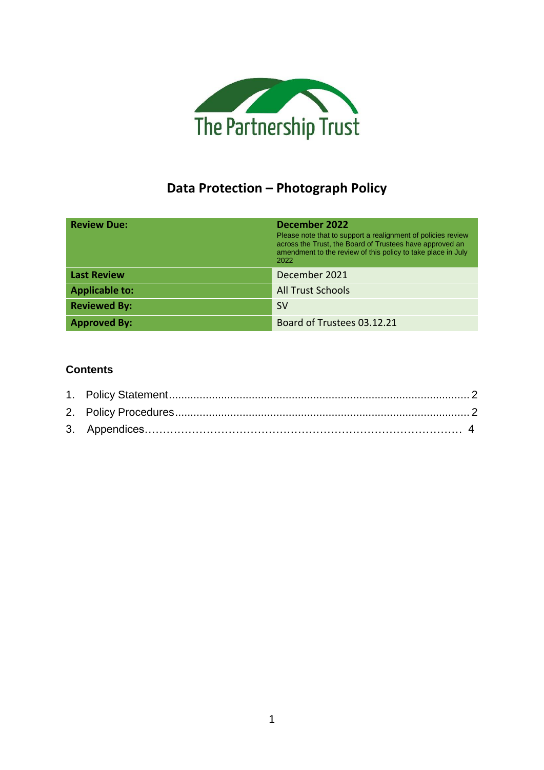The Partnership Trust

# Data Protection – Photograph Policy

| **Review Due:** | **December 2022** Please note that to support a realignment of policies review across the Trust, the Board of Trustees have approved an amendment to the review of this policy to take place in July 2022 |
|---|---|
| **Last Review** | December 2021 |
| **Applicable to:** | All Trust Schools |
| **Reviewed By:** | SV |
| **Approved By:** | Board of Trustees 03.12.21 |

## Contents

1. Policy Statement ..... 2
2. Policy Procedures ..... 2
3. Appendices ..... 4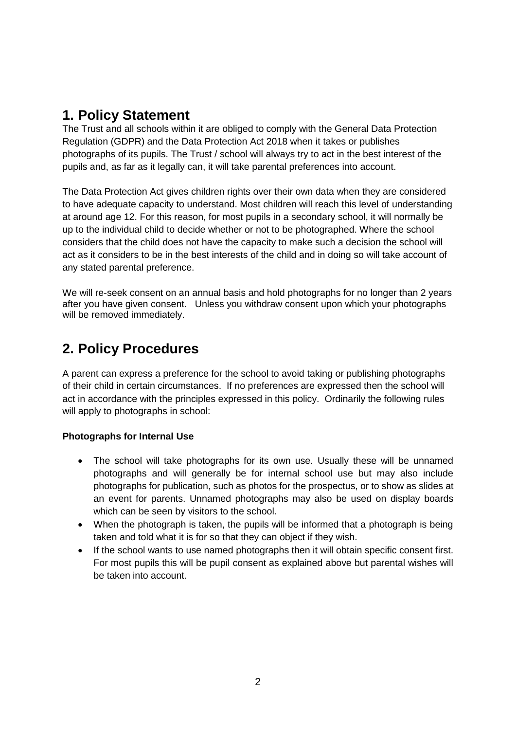## 1. Policy Statement

The Trust and all schools within it are obliged to comply with the General Data Protection Regulation (GDPR) and the Data Protection Act 2018 when it takes or publishes photographs of its pupils. The Trust / school will always try to act in the best interest of the pupils and, as far as it legally can, it will take parental preferences into account.

The Data Protection Act gives children rights over their own data when they are considered to have adequate capacity to understand. Most children will reach this level of understanding at around age 12. For this reason, for most pupils in a secondary school, it will normally be up to the individual child to decide whether or not to be photographed. Where the school considers that the child does not have the capacity to make such a decision the school will act as it considers to be in the best interests of the child and in doing so will take account of any stated parental preference.

We will re-seek consent on an annual basis and hold photographs for no longer than 2 years after you have given consent. Unless you withdraw consent upon which your photographs will be removed immediately.

## 2. Policy Procedures

A parent can express a preference for the school to avoid taking or publishing photographs of their child in certain circumstances. If no preferences are expressed then the school will act in accordance with the principles expressed in this policy. Ordinarily the following rules will apply to photographs in school:

**Photographs for Internal Use**

- The school will take photographs for its own use. Usually these will be unnamed photographs and will generally be for internal school use but may also include photographs for publication, such as photos for the prospectus, or to show as slides at an event for parents. Unnamed photographs may also be used on display boards which can be seen by visitors to the school.
- When the photograph is taken, the pupils will be informed that a photograph is being taken and told what it is for so that they can object if they wish.
- If the school wants to use named photographs then it will obtain specific consent first. For most pupils this will be pupil consent as explained above but parental wishes will be taken into account.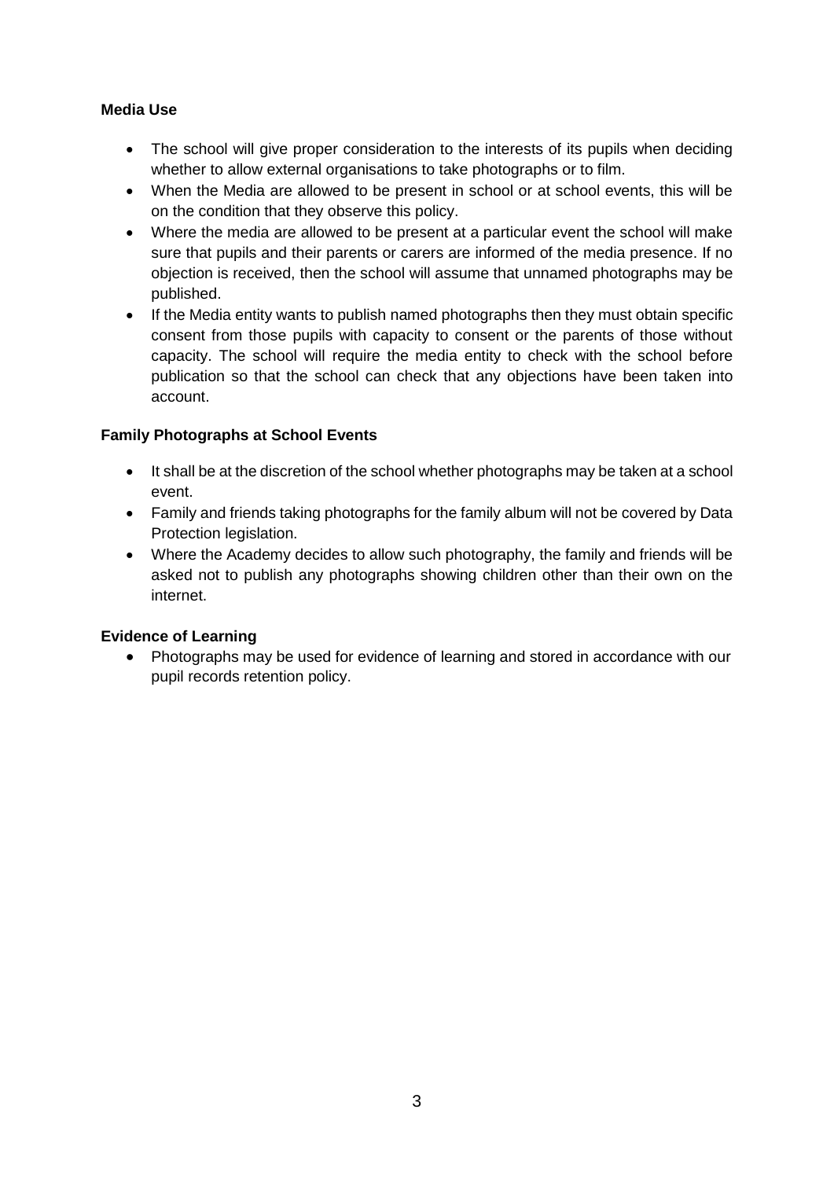**Media Use**

- The school will give proper consideration to the interests of its pupils when deciding whether to allow external organisations to take photographs or to film.
- When the Media are allowed to be present in school or at school events, this will be on the condition that they observe this policy.
- Where the media are allowed to be present at a particular event the school will make sure that pupils and their parents or carers are informed of the media presence. If no objection is received, then the school will assume that unnamed photographs may be published.
- If the Media entity wants to publish named photographs then they must obtain specific consent from those pupils with capacity to consent or the parents of those without capacity. The school will require the media entity to check with the school before publication so that the school can check that any objections have been taken into account.

**Family Photographs at School Events**

- It shall be at the discretion of the school whether photographs may be taken at a school event.
- Family and friends taking photographs for the family album will not be covered by Data Protection legislation.
- Where the Academy decides to allow such photography, the family and friends will be asked not to publish any photographs showing children other than their own on the internet.

**Evidence of Learning**

- Photographs may be used for evidence of learning and stored in accordance with our pupil records retention policy.